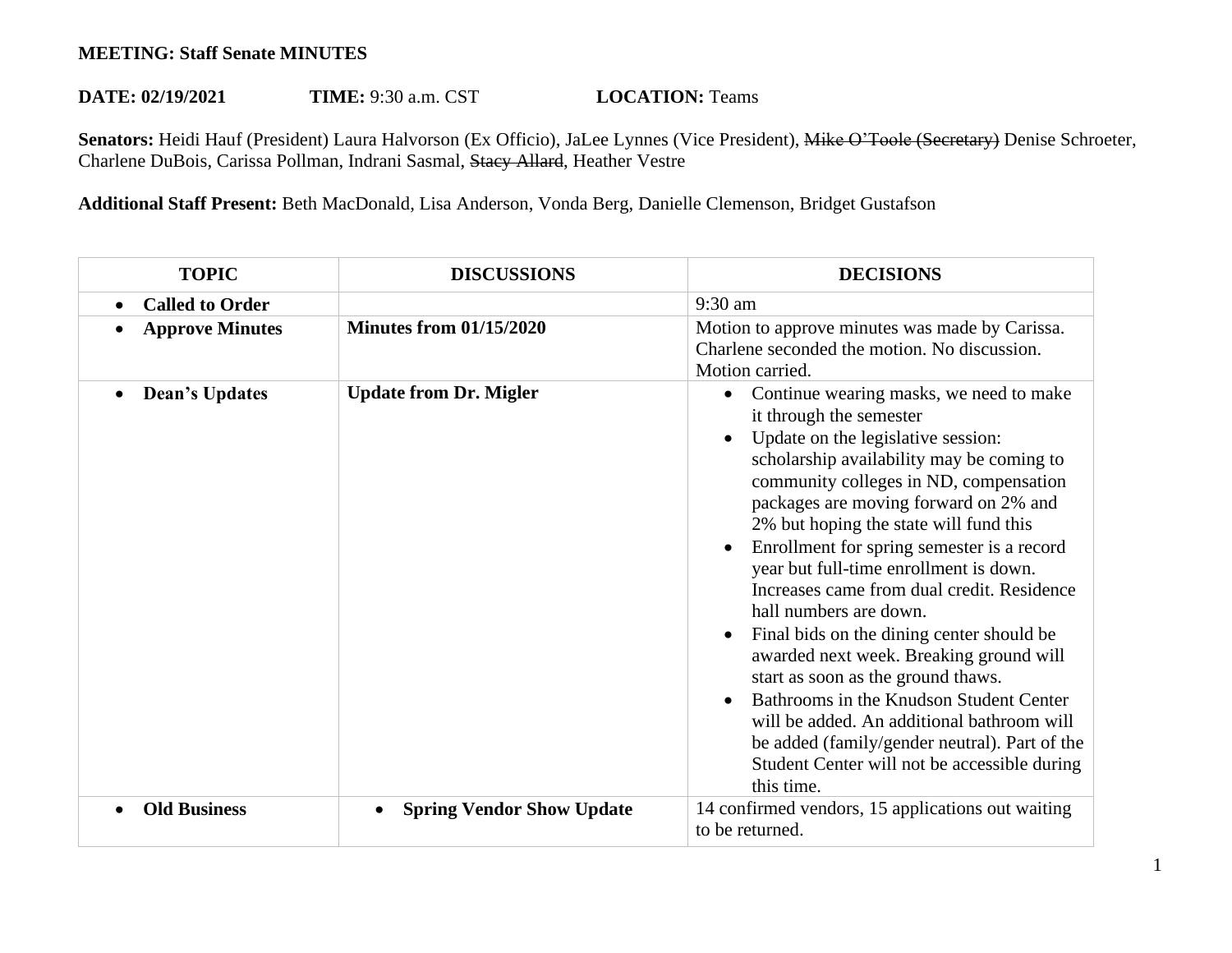**MEETING: Staff Senate MINUTES**

**DATE: 02/19/2021** **TIME:** 9:30 a.m. CST **LOCATION:** Teams

**Senators:** Heidi Hauf (President) Laura Halvorson (Ex Officio), JaLee Lynnes (Vice President), ~~Mike O'Toole (Secretary)~~ Denise Schroeter, Charlene DuBois, Carissa Pollman, Indrani Sasmal, ~~Stacy Allard~~, Heather Vestre

**Additional Staff Present:** Beth MacDonald, Lisa Anderson, Vonda Berg, Danielle Clemenson, Bridget Gustafson

| TOPIC | DISCUSSIONS | DECISIONS |
|---|---|---|
| • **Called to Order** | | 9:30 am |
| • **Approve Minutes** | **Minutes from 01/15/2020** | Motion to approve minutes was made by Carissa. Charlene seconded the motion. No discussion. Motion carried. |
| • **Dean's Updates** | **Update from Dr. Migler** | • Continue wearing masks, we need to make it through the semester<br>• Update on the legislative session: scholarship availability may be coming to community colleges in ND, compensation packages are moving forward on 2% and 2% but hoping the state will fund this<br>• Enrollment for spring semester is a record year but full-time enrollment is down. Increases came from dual credit. Residence hall numbers are down.<br>• Final bids on the dining center should be awarded next week. Breaking ground will start as soon as the ground thaws.<br>• Bathrooms in the Knudson Student Center will be added. An additional bathroom will be added (family/gender neutral). Part of the Student Center will not be accessible during this time. |
| • **Old Business** | • **Spring Vendor Show Update** | 14 confirmed vendors, 15 applications out waiting to be returned. |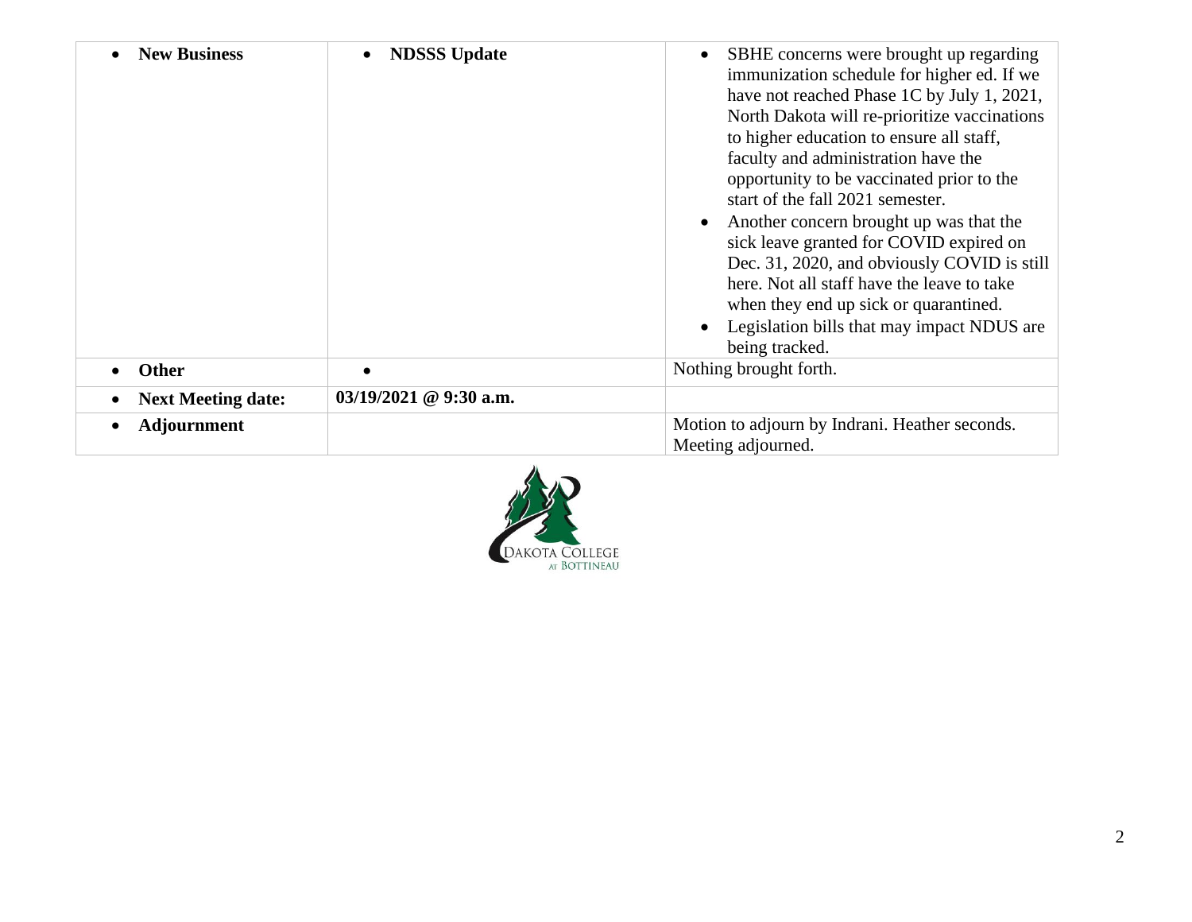| | | |
|---|---|---|
| • **New Business** | • **NDSSS Update** | • SBHE concerns were brought up regarding immunization schedule for higher ed. If we have not reached Phase 1C by July 1, 2021, North Dakota will re-prioritize vaccinations to higher education to ensure all staff, faculty and administration have the opportunity to be vaccinated prior to the start of the fall 2021 semester.<br>• Another concern brought up was that the sick leave granted for COVID expired on Dec. 31, 2020, and obviously COVID is still here. Not all staff have the leave to take when they end up sick or quarantined.<br>• Legislation bills that may impact NDUS are being tracked. |
| • **Other** | • | Nothing brought forth. |
| • **Next Meeting date:** | **03/19/2021 @ 9:30 a.m.** | |
| • **Adjournment** | | Motion to adjourn by Indrani. Heather seconds. Meeting adjourned. |

DAKOTA COLLEGE AT BOTTINEAU